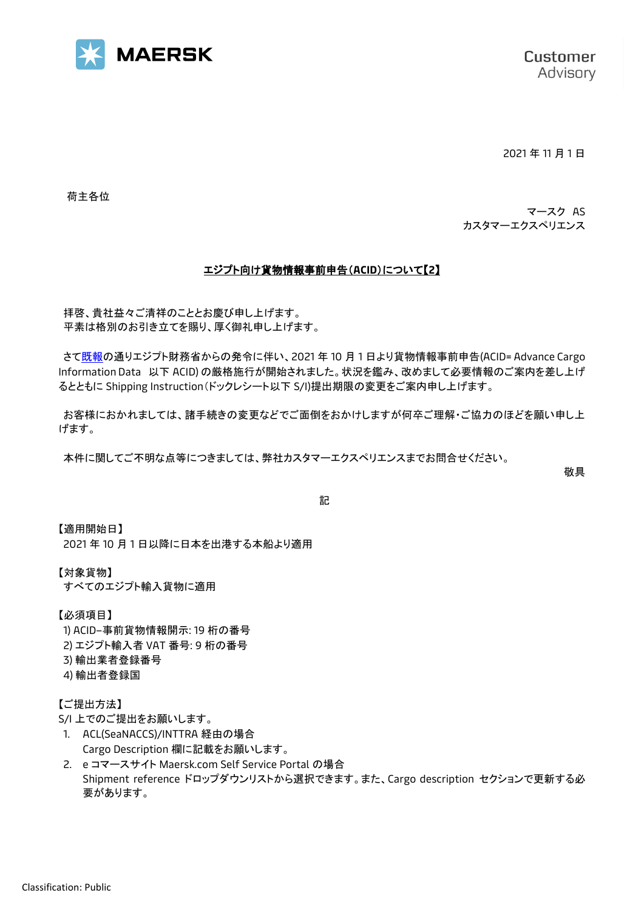MAERSK

Customer Advisory

2021 年 11 月 1 日

荷主各位

マースク AS
カスタマーエクスペリエンス

**エジプト向け貨物情報事前申告(ACID)について【2】**

拝啓、貴社益々ご清祥のこととお慶び申し上げます。
平素は格別のお引き立てを賜り、厚く御礼申し上げます。

さて既報の通りエジプト財務省からの発令に伴い、2021 年 10 月 1 日より貨物情報事前申告(ACID= Advance Cargo Information Data 以下 ACID) の厳格施行が開始されました。状況を鑑み、改めまして必要情報のご案内を差し上げるとともに Shipping Instruction(ドックレシート以下 S/I)提出期限の変更をご案内申し上げます。

お客様におかれましては、諸手続きの変更などでご面倒をおかけしますが何卒ご理解・ご協力のほどを願い申し上げます。

本件に関してご不明な点等につきましては、弊社カスタマーエクスペリエンスまでお問合せください。

敬具

記

【適用開始日】
2021 年 10 月 1 日以降に日本を出港する本船より適用

【対象貨物】
すべてのエジプト輸入貨物に適用

【必須項目】
1) ACID–事前貨物情報開示: 19 桁の番号
2) エジプト輸入者 VAT 番号: 9 桁の番号
3) 輸出業者登録番号
4) 輸出者登録国

【ご提出方法】
S/I 上でのご提出をお願いします。

1. ACL(SeaNACCS)/INTTRA 経由の場合
   Cargo Description 欄に記載をお願いします。
2. e コマースサイト Maersk.com Self Service Portal の場合
   Shipment reference ドロップダウンリストから選択できます。また、Cargo description セクションで更新する必要があります。

Classification: Public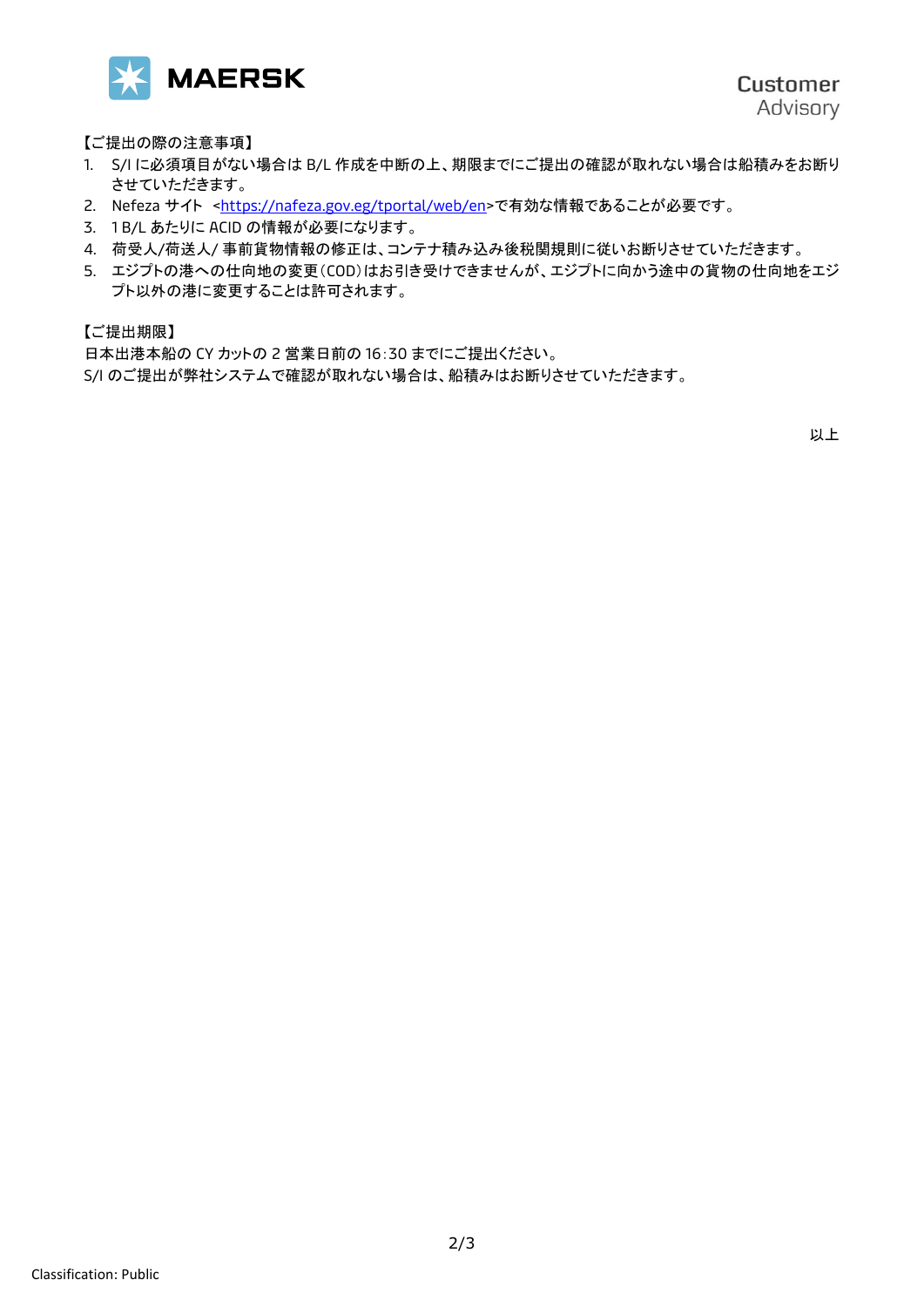【ご提出の際の注意事項】

1. S/I に必須項目がない場合は B/L 作成を中断の上、期限までにご提出の確認が取れない場合は船積みをお断りさせていただきます。
2. Nefeza サイト <https://nafeza.gov.eg/tportal/web/en>で有効な情報であることが必要です。
3. 1 B/L あたりに ACID の情報が必要になります。
4. 荷受人/荷送人/ 事前貨物情報の修正は、コンテナ積み込み後税関規則に従いお断りさせていただきます。
5. エジプトの港への仕向地の変更(COD)はお引き受けできませんが、エジプトに向かう途中の貨物の仕向地をエジプト以外の港に変更することは許可されます。

【ご提出期限】

日本出港本船の CY カットの 2 営業日前の 16:30 までにご提出ください。
S/I のご提出が弊社システムで確認が取れない場合は、船積みはお断りさせていただきます。

以上

Classification: Public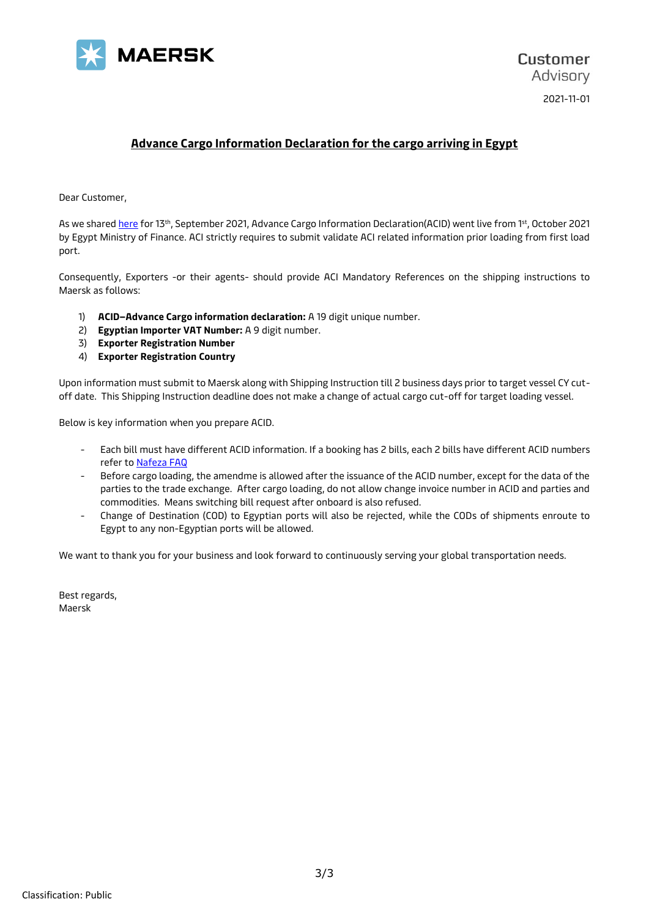MAERSK

Customer
Advisory

2021-11-01

## Advance Cargo Information Declaration for the cargo arriving in Egypt

Dear Customer,

As we shared here for 13th, September 2021, Advance Cargo Information Declaration(ACID) went live from 1st, October 2021 by Egypt Ministry of Finance. ACI strictly requires to submit validate ACI related information prior loading from first load port.

Consequently, Exporters -or their agents- should provide ACI Mandatory References on the shipping instructions to Maersk as follows:

1) **ACID–Advance Cargo information declaration:** A 19 digit unique number.
2) **Egyptian Importer VAT Number:** A 9 digit number.
3) **Exporter Registration Number**
4) **Exporter Registration Country**

Upon information must submit to Maersk along with Shipping Instruction till 2 business days prior to target vessel CY cut-off date. This Shipping Instruction deadline does not make a change of actual cargo cut-off for target loading vessel.

Below is key information when you prepare ACID.

- Each bill must have different ACID information. If a booking has 2 bills, each 2 bills have different ACID numbers refer to Nafeza FAQ
- Before cargo loading, the amendme is allowed after the issuance of the ACID number, except for the data of the parties to the trade exchange. After cargo loading, do not allow change invoice number in ACID and parties and commodities. Means switching bill request after onboard is also refused.
- Change of Destination (COD) to Egyptian ports will also be rejected, while the CODs of shipments enroute to Egypt to any non-Egyptian ports will be allowed.

We want to thank you for your business and look forward to continuously serving your global transportation needs.

Best regards,
Maersk

Classification: Public